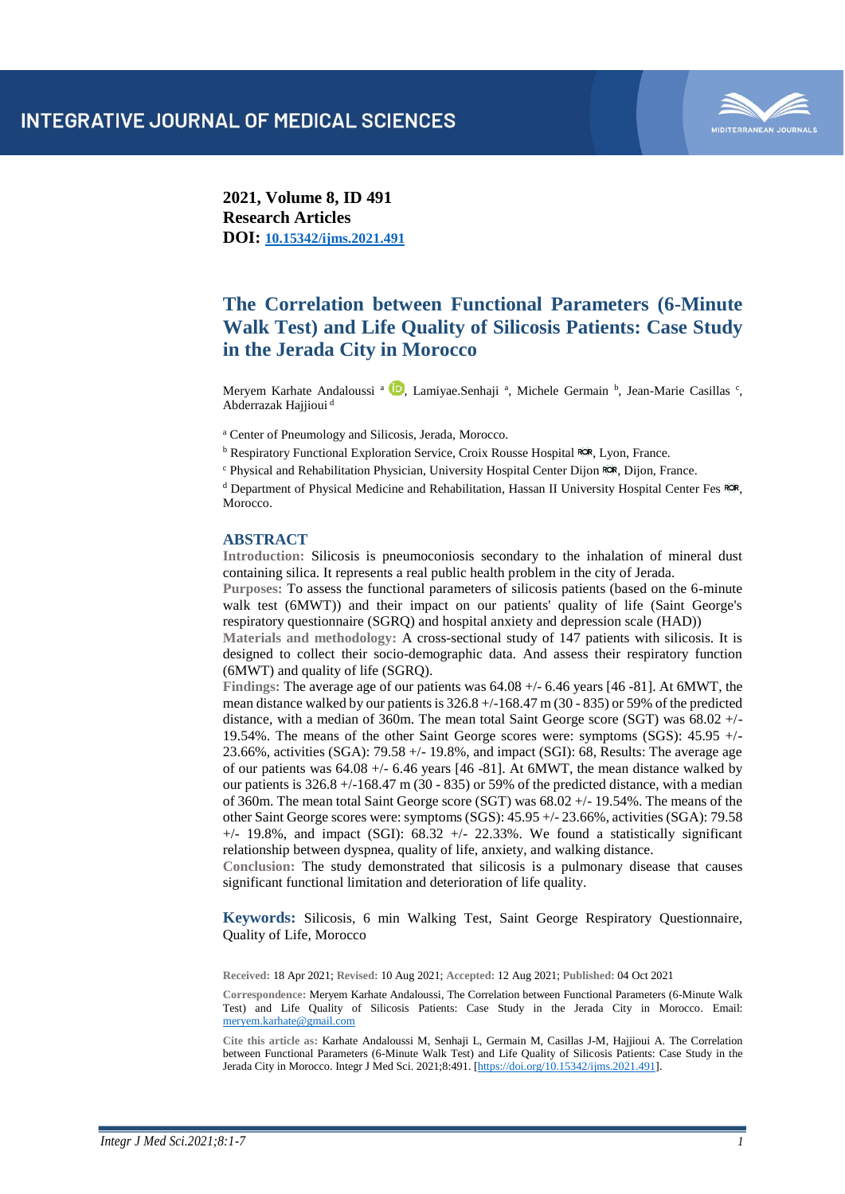2021, Volume 8, ID 491
**Research Articles**
**DOI:** 10.15342/ijms.2021.491

# The Correlation between Functional Parameters (6-Minute Walk Test) and Life Quality of Silicosis Patients: Case Study in the Jerada City in Morocco

Meryem Karhate Andaloussi [a], Lamiyae.Senhaji [a], Michele Germain [b], Jean-Marie Casillas [c], Abderrazak Hajjioui [d]

[a] Center of Pneumology and Silicosis, Jerada, Morocco.
[b] Respiratory Functional Exploration Service, Croix Rousse Hospital, Lyon, France.
[c] Physical and Rehabilitation Physician, University Hospital Center Dijon, Dijon, France.
[d] Department of Physical Medicine and Rehabilitation, Hassan II University Hospital Center Fes, Morocco.

## ABSTRACT

**Introduction:** Silicosis is pneumoconiosis secondary to the inhalation of mineral dust containing silica. It represents a real public health problem in the city of Jerada.
**Purposes:** To assess the functional parameters of silicosis patients (based on the 6-minute walk test (6MWT)) and their impact on our patients' quality of life (Saint George's respiratory questionnaire (SGRQ) and hospital anxiety and depression scale (HAD))
**Materials and methodology:** A cross-sectional study of 147 patients with silicosis. It is designed to collect their socio-demographic data. And assess their respiratory function (6MWT) and quality of life (SGRQ).
**Findings:** The average age of our patients was 64.08 +/- 6.46 years [46 -81]. At 6MWT, the mean distance walked by our patients is 326.8 +/-168.47 m (30 - 835) or 59% of the predicted distance, with a median of 360m. The mean total Saint George score (SGT) was 68.02 +/- 19.54%. The means of the other Saint George scores were: symptoms (SGS): 45.95 +/- 23.66%, activities (SGA): 79.58 +/- 19.8%, and impact (SGI): 68, Results: The average age of our patients was 64.08 +/- 6.46 years [46 -81]. At 6MWT, the mean distance walked by our patients is 326.8 +/-168.47 m (30 - 835) or 59% of the predicted distance, with a median of 360m. The mean total Saint George score (SGT) was 68.02 +/- 19.54%. The means of the other Saint George scores were: symptoms (SGS): 45.95 +/- 23.66%, activities (SGA): 79.58 +/- 19.8%, and impact (SGI): 68.32 +/- 22.33%. We found a statistically significant relationship between dyspnea, quality of life, anxiety, and walking distance.
**Conclusion:** The study demonstrated that silicosis is a pulmonary disease that causes significant functional limitation and deterioration of life quality.

**Keywords:** Silicosis, 6 min Walking Test, Saint George Respiratory Questionnaire, Quality of Life, Morocco

**Received:** 18 Apr 2021; **Revised:** 10 Aug 2021; **Accepted:** 12 Aug 2021; **Published:** 04 Oct 2021

**Correspondence:** Meryem Karhate Andaloussi, The Correlation between Functional Parameters (6-Minute Walk Test) and Life Quality of Silicosis Patients: Case Study in the Jerada City in Morocco. Email: meryem.karhate@gmail.com

**Cite this article as:** Karhate Andaloussi M, Senhaji L, Germain M, Casillas J-M, Hajjioui A. The Correlation between Functional Parameters (6-Minute Walk Test) and Life Quality of Silicosis Patients: Case Study in the Jerada City in Morocco. Integr J Med Sci. 2021;8:491. [https://doi.org/10.15342/ijms.2021.491].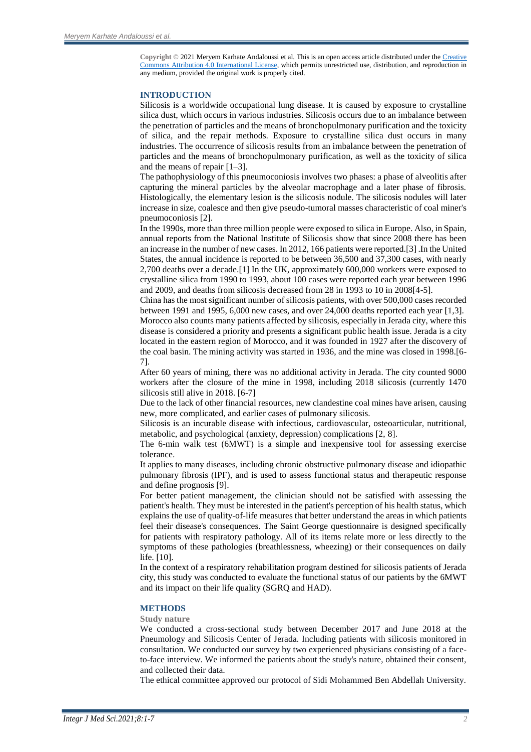**Copyright** © 2021 Meryem Karhate Andaloussi et al. This is an open access article distributed under the Creative Commons Attribution 4.0 International License, which permits unrestricted use, distribution, and reproduction in any medium, provided the original work is properly cited.

## INTRODUCTION

Silicosis is a worldwide occupational lung disease. It is caused by exposure to crystalline silica dust, which occurs in various industries. Silicosis occurs due to an imbalance between the penetration of particles and the means of bronchopulmonary purification and the toxicity of silica, and the repair methods. Exposure to crystalline silica dust occurs in many industries. The occurrence of silicosis results from an imbalance between the penetration of particles and the means of bronchopulmonary purification, as well as the toxicity of silica and the means of repair [1–3].

The pathophysiology of this pneumoconiosis involves two phases: a phase of alveolitis after capturing the mineral particles by the alveolar macrophage and a later phase of fibrosis. Histologically, the elementary lesion is the silicosis nodule. The silicosis nodules will later increase in size, coalesce and then give pseudo-tumoral masses characteristic of coal miner's pneumoconiosis [2].

In the 1990s, more than three million people were exposed to silica in Europe. Also, in Spain, annual reports from the National Institute of Silicosis show that since 2008 there has been an increase in the number of new cases. In 2012, 166 patients were reported.[3] .In the United States, the annual incidence is reported to be between 36,500 and 37,300 cases, with nearly 2,700 deaths over a decade.[1] In the UK, approximately 600,000 workers were exposed to crystalline silica from 1990 to 1993, about 100 cases were reported each year between 1996 and 2009, and deaths from silicosis decreased from 28 in 1993 to 10 in 2008[4-5].

China has the most significant number of silicosis patients, with over 500,000 cases recorded between 1991 and 1995, 6,000 new cases, and over 24,000 deaths reported each year [1,3].

Morocco also counts many patients affected by silicosis, especially in Jerada city, where this disease is considered a priority and presents a significant public health issue. Jerada is a city located in the eastern region of Morocco, and it was founded in 1927 after the discovery of the coal basin. The mining activity was started in 1936, and the mine was closed in 1998.[6-7].

After 60 years of mining, there was no additional activity in Jerada. The city counted 9000 workers after the closure of the mine in 1998, including 2018 silicosis (currently 1470 silicosis still alive in 2018. [6-7]

Due to the lack of other financial resources, new clandestine coal mines have arisen, causing new, more complicated, and earlier cases of pulmonary silicosis.

Silicosis is an incurable disease with infectious, cardiovascular, osteoarticular, nutritional, metabolic, and psychological (anxiety, depression) complications [2, 8].

The 6-min walk test (6MWT) is a simple and inexpensive tool for assessing exercise tolerance.

It applies to many diseases, including chronic obstructive pulmonary disease and idiopathic pulmonary fibrosis (IPF), and is used to assess functional status and therapeutic response and define prognosis [9].

For better patient management, the clinician should not be satisfied with assessing the patient's health. They must be interested in the patient's perception of his health status, which explains the use of quality-of-life measures that better understand the areas in which patients feel their disease's consequences. The Saint George questionnaire is designed specifically for patients with respiratory pathology. All of its items relate more or less directly to the symptoms of these pathologies (breathlessness, wheezing) or their consequences on daily life. [10].

In the context of a respiratory rehabilitation program destined for silicosis patients of Jerada city, this study was conducted to evaluate the functional status of our patients by the 6MWT and its impact on their life quality (SGRQ and HAD).

## METHODS

### Study nature

We conducted a cross-sectional study between December 2017 and June 2018 at the Pneumology and Silicosis Center of Jerada. Including patients with silicosis monitored in consultation. We conducted our survey by two experienced physicians consisting of a face-to-face interview. We informed the patients about the study's nature, obtained their consent, and collected their data.

The ethical committee approved our protocol of Sidi Mohammed Ben Abdellah University.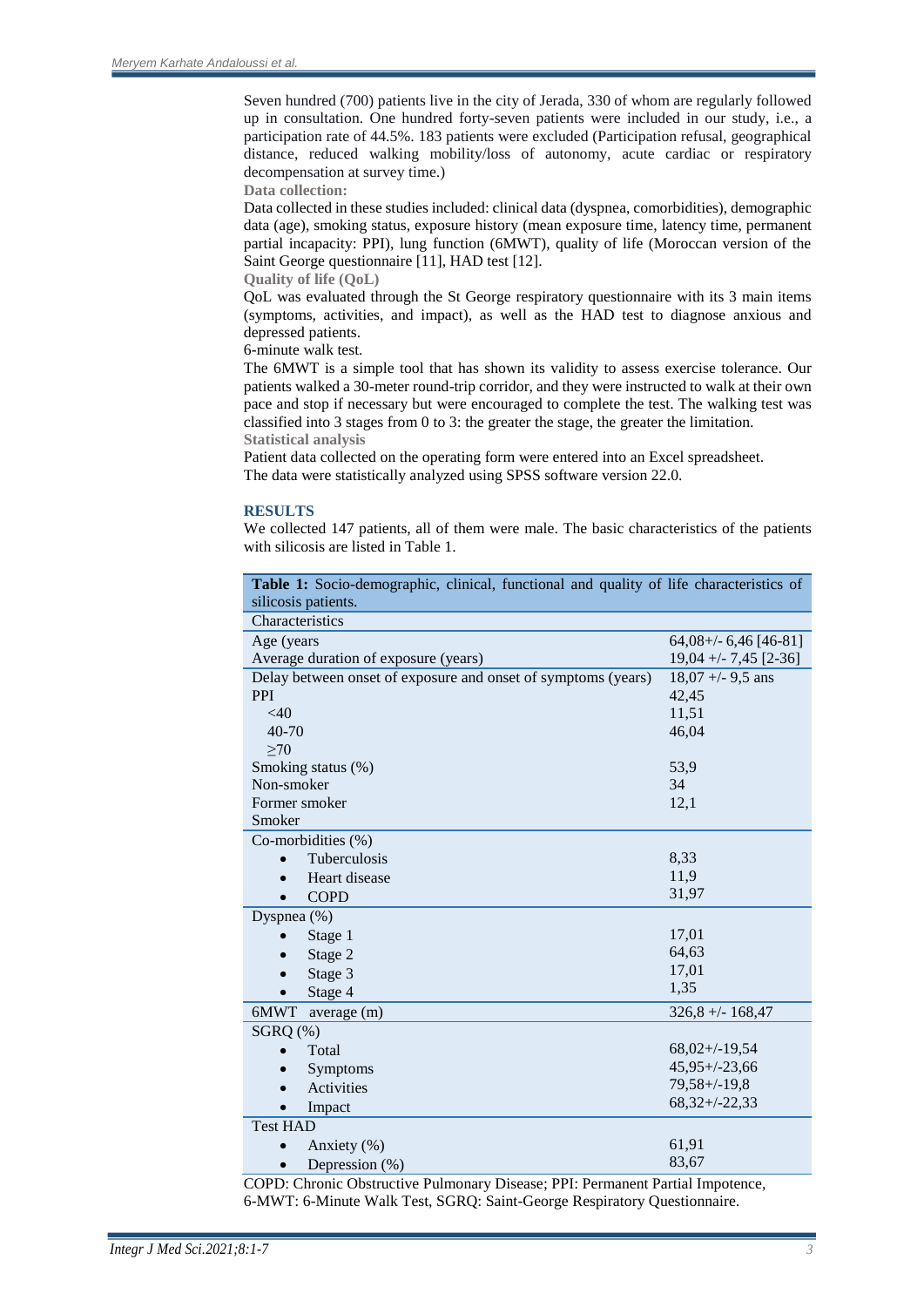Seven hundred (700) patients live in the city of Jerada, 330 of whom are regularly followed up in consultation. One hundred forty-seven patients were included in our study, i.e., a participation rate of 44.5%. 183 patients were excluded (Participation refusal, geographical distance, reduced walking mobility/loss of autonomy, acute cardiac or respiratory decompensation at survey time.)

**Data collection:**

Data collected in these studies included: clinical data (dyspnea, comorbidities), demographic data (age), smoking status, exposure history (mean exposure time, latency time, permanent partial incapacity: PPI), lung function (6MWT), quality of life (Moroccan version of the Saint George questionnaire [11], HAD test [12].

**Quality of life (QoL)**

QoL was evaluated through the St George respiratory questionnaire with its 3 main items (symptoms, activities, and impact), as well as the HAD test to diagnose anxious and depressed patients.

6-minute walk test.

The 6MWT is a simple tool that has shown its validity to assess exercise tolerance. Our patients walked a 30-meter round-trip corridor, and they were instructed to walk at their own pace and stop if necessary but were encouraged to complete the test. The walking test was classified into 3 stages from 0 to 3: the greater the stage, the greater the limitation.

**Statistical analysis**

Patient data collected on the operating form were entered into an Excel spreadsheet.
The data were statistically analyzed using SPSS software version 22.0.

## RESULTS

We collected 147 patients, all of them were male. The basic characteristics of the patients with silicosis are listed in Table 1.

**Table 1:** Socio-demographic, clinical, functional and quality of life characteristics of silicosis patients.

| Characteristics | |
|---|---|
| Age (years | 64,08+/- 6,46 [46-81] |
| Average duration of exposure (years) | 19,04 +/- 7,45 [2-36] |
| Delay between onset of exposure and onset of symptoms (years) | 18,07 +/- 9,5 ans |
| PPI | 42,45 |
| <40 | 11,51 |
| 40-70 | 46,04 |
| ≥70 | |
| Smoking status (%) | 53,9 |
| Non-smoker | 34 |
| Former smoker | 12,1 |
| Smoker | |
| Co-morbidities (%) | |
| • Tuberculosis | 8,33 |
| • Heart disease | 11,9 |
| • COPD | 31,97 |
| Dyspnea (%) | |
| • Stage 1 | 17,01 |
| • Stage 2 | 64,63 |
| • Stage 3 | 17,01 |
| • Stage 4 | 1,35 |
| 6MWT average (m) | 326,8 +/- 168,47 |
| SGRQ (%) | |
| • Total | 68,02+/-19,54 |
| • Symptoms | 45,95+/-23,66 |
| • Activities | 79,58+/-19,8 |
| • Impact | 68,32+/-22,33 |
| Test HAD | |
| • Anxiety (%) | 61,91 |
| • Depression (%) | 83,67 |

COPD: Chronic Obstructive Pulmonary Disease; PPI: Permanent Partial Impotence, 6-MWT: 6-Minute Walk Test, SGRQ: Saint-George Respiratory Questionnaire.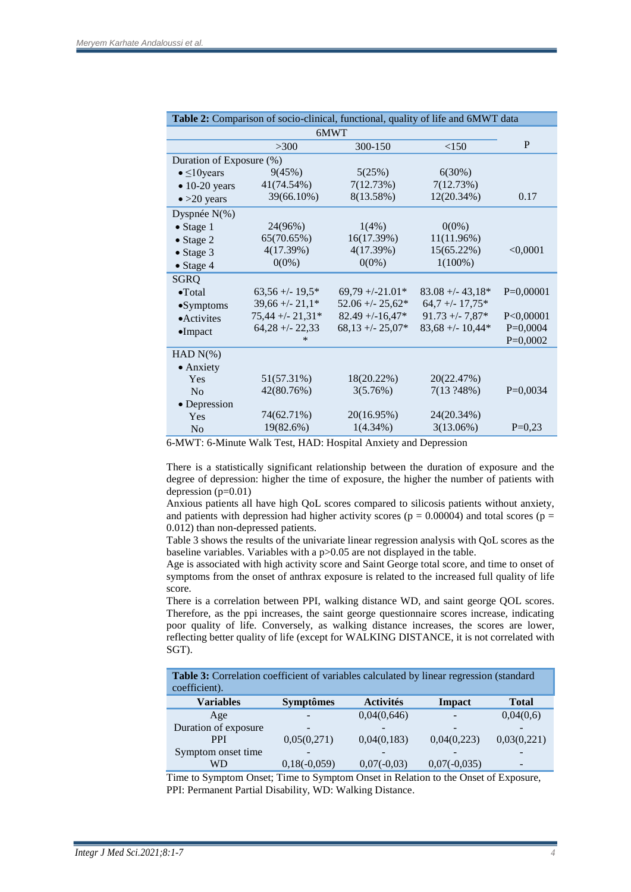**Table 2:** Comparison of socio-clinical, functional, quality of life and 6MWT data

| | 6MWT | | | P |
|---|---|---|---|---|
| | >300 | 300-150 | <150 | |
| Duration of Exposure (%) | | | | |
| • ≤10years | 9(45%) | 5(25%) | 6(30%) | |
| • 10-20 years | 41(74.54%) | 7(12.73%) | 7(12.73%) | |
| • >20 years | 39(66.10%) | 8(13.58%) | 12(20.34%) | 0.17 |
| Dyspnée N(%) | | | | |
| • Stage 1 | 24(96%) | 1(4%) | 0(0%) | |
| • Stage 2 | 65(70.65%) | 16(17.39%) | 11(11.96%) | |
| • Stage 3 | 4(17.39%) | 4(17.39%) | 15(65.22%) | <0,0001 |
| • Stage 4 | 0(0%) | 0(0%) | 1(100%) | |
| SGRQ | | | | |
| •Total | 63,56 +/- 19,5* | 69,79 +/-21.01* | 83.08 +/- 43,18* | P=0,00001 |
| •Symptoms | 39,66 +/- 21,1* | 52.06 +/- 25,62* | 64,7 +/- 17,75* | |
| •Activites | 75,44 +/- 21,31* | 82.49 +/-16,47* | 91.73 +/- 7,87* | P<0,00001 |
| •Impact | 64,28 +/- 22,33 * | 68,13 +/- 25,07* | 83,68 +/- 10,44* | P=0,0004 |
| | | | | P=0,0002 |
| HAD N(%) | | | | |
| • Anxiety | | | | |
| Yes | 51(57.31%) | 18(20.22%) | 20(22.47%) | |
| No | 42(80.76%) | 3(5.76%) | 7(13 ?48%) | P=0,0034 |
| • Depression | | | | |
| Yes | 74(62.71%) | 20(16.95%) | 24(20.34%) | |
| No | 19(82.6%) | 1(4.34%) | 3(13.06%) | P=0,23 |

6-MWT: 6-Minute Walk Test, HAD: Hospital Anxiety and Depression

There is a statistically significant relationship between the duration of exposure and the degree of depression: higher the time of exposure, the higher the number of patients with depression (p=0.01)

Anxious patients all have high QoL scores compared to silicosis patients without anxiety, and patients with depression had higher activity scores (p = 0.00004) and total scores (p = 0.012) than non-depressed patients.

Table 3 shows the results of the univariate linear regression analysis with QoL scores as the baseline variables. Variables with a p>0.05 are not displayed in the table.

Age is associated with high activity score and Saint George total score, and time to onset of symptoms from the onset of anthrax exposure is related to the increased full quality of life score.

There is a correlation between PPI, walking distance WD, and saint george QOL scores. Therefore, as the ppi increases, the saint george questionnaire scores increase, indicating poor quality of life. Conversely, as walking distance increases, the scores are lower, reflecting better quality of life (except for WALKING DISTANCE, it is not correlated with SGT).

**Table 3:** Correlation coefficient of variables calculated by linear regression (standard coefficient).

| Variables | Symptômes | Activités | Impact | Total |
|---|---|---|---|---|
| Age | - | 0,04(0,646) | - | 0,04(0,6) |
| Duration of exposure | - | - | - | - |
| PPI | 0,05(0,271) | 0,04(0,183) | 0,04(0,223) | 0,03(0,221) |
| Symptom onset time | - | - | - | - |
| WD | 0,18(-0,059) | 0,07(-0,03) | 0,07(-0,035) | - |

Time to Symptom Onset; Time to Symptom Onset in Relation to the Onset of Exposure, PPI: Permanent Partial Disability, WD: Walking Distance.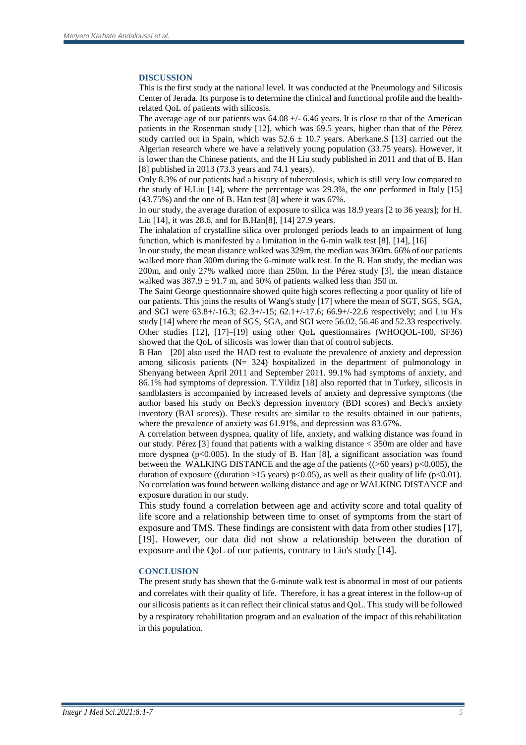## DISCUSSION

This is the first study at the national level. It was conducted at the Pneumology and Silicosis Center of Jerada. Its purpose is to determine the clinical and functional profile and the health-related QoL of patients with silicosis.

The average age of our patients was 64.08 +/- 6.46 years. It is close to that of the American patients in the Rosenman study [12], which was 69.5 years, higher than that of the Pérez study carried out in Spain, which was $52.6 \pm 10.7$ years. Aberkane.S [13] carried out the Algerian research where we have a relatively young population (33.75 years). However, it is lower than the Chinese patients, and the H Liu study published in 2011 and that of B. Han [8] published in 2013 (73.3 years and 74.1 years).

Only 8.3% of our patients had a history of tuberculosis, which is still very low compared to the study of H.Liu [14], where the percentage was 29.3%, the one performed in Italy [15] (43.75%) and the one of B. Han test [8] where it was 67%.

In our study, the average duration of exposure to silica was 18.9 years [2 to 36 years]; for H. Liu [14], it was 28.6, and for B.Han[8], [14] 27.9 years.

The inhalation of crystalline silica over prolonged periods leads to an impairment of lung function, which is manifested by a limitation in the 6-min walk test [8], [14], [16]

In our study, the mean distance walked was 329m, the median was 360m. 66% of our patients walked more than 300m during the 6-minute walk test. In the B. Han study, the median was 200m, and only 27% walked more than 250m. In the Pérez study [3], the mean distance walked was $387.9 \pm 91.7$ m, and 50% of patients walked less than 350 m.

The Saint George questionnaire showed quite high scores reflecting a poor quality of life of our patients. This joins the results of Wang's study [17] where the mean of SGT, SGS, SGA, and SGI were 63.8+/-16.3; 62.3+/-15; 62.1+/-17.6; 66.9+/-22.6 respectively; and Liu H's study [14] where the mean of SGS, SGA, and SGI were 56.02, 56.46 and 52.33 respectively. Other studies [12], [17]–[19] using other QoL questionnaires (WHOQOL-100, SF36) showed that the QoL of silicosis was lower than that of control subjects.

B Han [20] also used the HAD test to evaluate the prevalence of anxiety and depression among silicosis patients (N= 324) hospitalized in the department of pulmonology in Shenyang between April 2011 and September 2011. 99.1% had symptoms of anxiety, and 86.1% had symptoms of depression. T.Yildiz [18] also reported that in Turkey, silicosis in sandblasters is accompanied by increased levels of anxiety and depressive symptoms (the author based his study on Beck's depression inventory (BDI scores) and Beck's anxiety inventory (BAI scores)). These results are similar to the results obtained in our patients, where the prevalence of anxiety was 61.91%, and depression was 83.67%.

A correlation between dyspnea, quality of life, anxiety, and walking distance was found in our study. Pérez [3] found that patients with a walking distance < 350m are older and have more dyspnea ($p<0.005$). In the study of B. Han [8], a significant association was found between the WALKING DISTANCE and the age of the patients ((>60 years) $p<0.005$), the duration of exposure ((duration >15 years) $p<0.05$), as well as their quality of life ($p<0.01$). No correlation was found between walking distance and age or WALKING DISTANCE and exposure duration in our study.

This study found a correlation between age and activity score and total quality of life score and a relationship between time to onset of symptoms from the start of exposure and TMS. These findings are consistent with data from other studies [17], [19]. However, our data did not show a relationship between the duration of exposure and the QoL of our patients, contrary to Liu's study [14].

## CONCLUSION

The present study has shown that the 6-minute walk test is abnormal in most of our patients and correlates with their quality of life. Therefore, it has a great interest in the follow-up of our silicosis patients as it can reflect their clinical status and QoL. This study will be followed by a respiratory rehabilitation program and an evaluation of the impact of this rehabilitation in this population.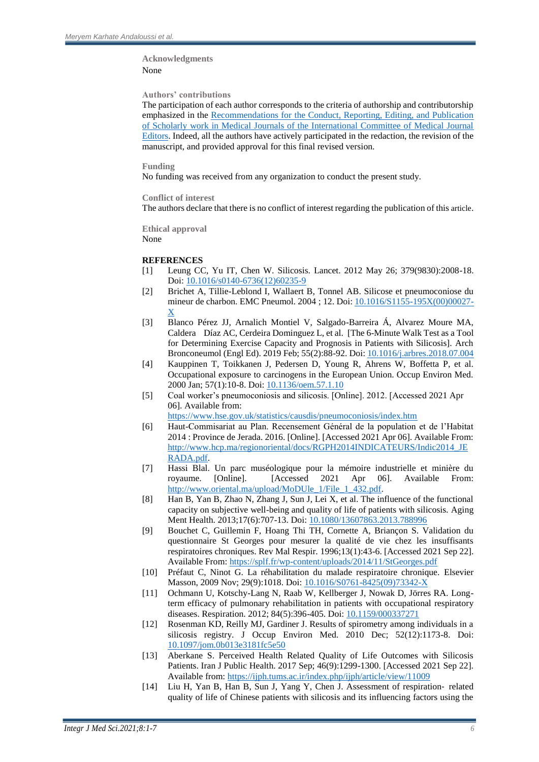### Acknowledgments

None

### Authors' contributions

The participation of each author corresponds to the criteria of authorship and contributorship emphasized in the [Recommendations for the Conduct, Reporting, Editing, and Publication of Scholarly work in Medical Journals of the International Committee of Medical Journal Editors](). Indeed, all the authors have actively participated in the redaction, the revision of the manuscript, and provided approval for this final revised version.

### Funding

No funding was received from any organization to conduct the present study.

### Conflict of interest

The authors declare that there is no conflict of interest regarding the publication of this article.

### Ethical approval

None

## REFERENCES

[1] Leung CC, Yu IT, Chen W. Silicosis. Lancet. 2012 May 26; 379(9830):2008-18. Doi: 10.1016/s0140-6736(12)60235-9

[2] Brichet A, Tillie-Leblond I, Wallaert B, Tonnel AB. Silicose et pneumoconiose du mineur de charbon. EMC Pneumol. 2004 ; 12. Doi: 10.1016/S1155-195X(00)00027-X

[3] Blanco Pérez JJ, Arnalich Montiel V, Salgado-Barreira Á, Alvarez Moure MA, Caldera Díaz AC, Cerdeira Dominguez L, et al. [The 6-Minute Walk Test as a Tool for Determining Exercise Capacity and Prognosis in Patients with Silicosis]. Arch Bronconeumol (Engl Ed). 2019 Feb; 55(2):88-92. Doi: 10.1016/j.arbres.2018.07.004

[4] Kauppinen T, Toikkanen J, Pedersen D, Young R, Ahrens W, Boffetta P, et al. Occupational exposure to carcinogens in the European Union. Occup Environ Med. 2000 Jan; 57(1):10-8. Doi: 10.1136/oem.57.1.10

[5] Coal worker's pneumoconiosis and silicosis. [Online]. 2012. [Accessed 2021 Apr 06]. Available from: https://www.hse.gov.uk/statistics/causdis/pneumoconiosis/index.htm

[6] Haut-Commisariat au Plan. Recensement Général de la population et de l'Habitat 2014 : Province de Jerada. 2016. [Online]. [Accessed 2021 Apr 06]. Available From: http://www.hcp.ma/regionoriental/docs/RGPH2014INDICATEURS/Indic2014_JERADA.pdf.

[7] Hassi Blal. Un parc muséologique pour la mémoire industrielle et minière du royaume. [Online]. [Accessed 2021 Apr 06]. Available From: http://www.oriental.ma/upload/MoDUle_1/File_1_432.pdf.

[8] Han B, Yan B, Zhao N, Zhang J, Sun J, Lei X, et al. The influence of the functional capacity on subjective well-being and quality of life of patients with silicosis. Aging Ment Health. 2013;17(6):707-13. Doi: 10.1080/13607863.2013.788996

[9] Bouchet C, Guillemin F, Hoang Thi TH, Cornette A, Briançon S. Validation du questionnaire St Georges pour mesurer la qualité de vie chez les insuffisants respiratoires chroniques. Rev Mal Respir. 1996;13(1):43-6. [Accessed 2021 Sep 22]. Available From: https://splf.fr/wp-content/uploads/2014/11/StGeorges.pdf

[10] Préfaut C, Ninot G. La réhabilitation du malade respiratoire chronique. Elsevier Masson, 2009 Nov; 29(9):1018. Doi: 10.1016/S0761-8425(09)73342-X

[11] Ochmann U, Kotschy-Lang N, Raab W, Kellberger J, Nowak D, Jörres RA. Long-term efficacy of pulmonary rehabilitation in patients with occupational respiratory diseases. Respiration. 2012; 84(5):396-405. Doi: 10.1159/000337271

[12] Rosenman KD, Reilly MJ, Gardiner J. Results of spirometry among individuals in a silicosis registry. J Occup Environ Med. 2010 Dec; 52(12):1173-8. Doi: 10.1097/jom.0b013e3181fc5e50

[13] Aberkane S. Perceived Health Related Quality of Life Outcomes with Silicosis Patients. Iran J Public Health. 2017 Sep; 46(9):1299-1300. [Accessed 2021 Sep 22]. Available from: https://ijph.tums.ac.ir/index.php/ijph/article/view/11009

[14] Liu H, Yan B, Han B, Sun J, Yang Y, Chen J. Assessment of respiration- related quality of life of Chinese patients with silicosis and its influencing factors using the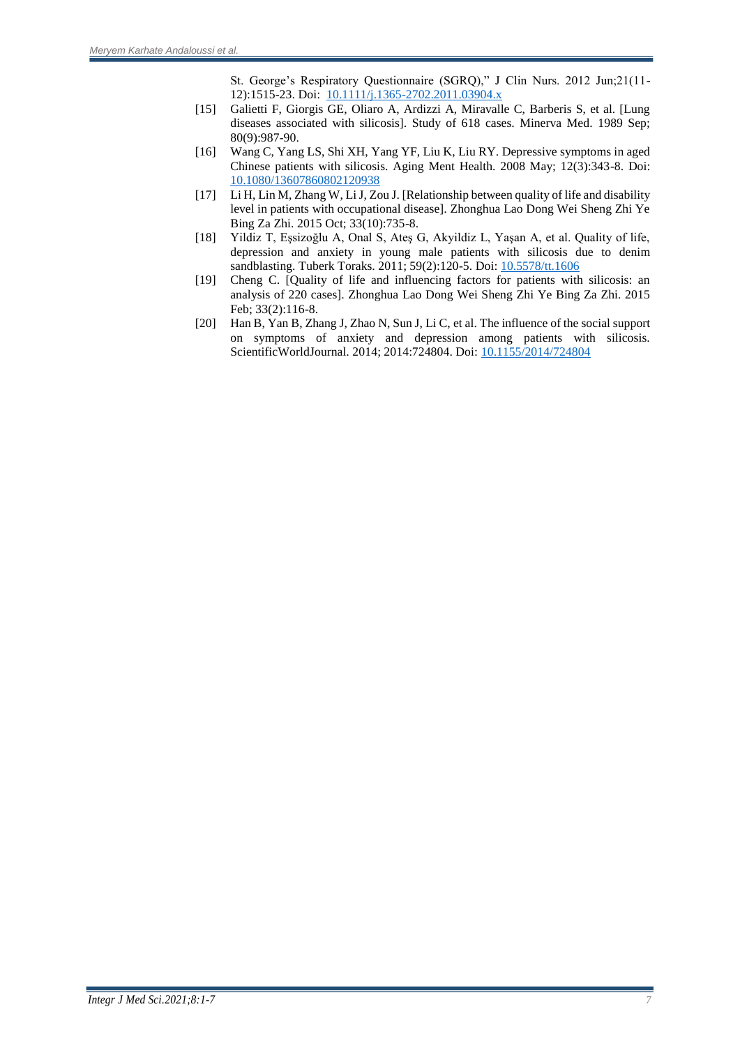St. George's Respiratory Questionnaire (SGRQ)," J Clin Nurs. 2012 Jun;21(11-12):1515-23. Doi: [10.1111/j.1365-2702.2011.03904.x](https://doi.org/10.1111/j.1365-2702.2011.03904.x)

[15] Galietti F, Giorgis GE, Oliaro A, Ardizzi A, Miravalle C, Barberis S, et al. [Lung diseases associated with silicosis]. Study of 618 cases. Minerva Med. 1989 Sep; 80(9):987-90.

[16] Wang C, Yang LS, Shi XH, Yang YF, Liu K, Liu RY. Depressive symptoms in aged Chinese patients with silicosis. Aging Ment Health. 2008 May; 12(3):343-8. Doi: [10.1080/13607860802120938](https://doi.org/10.1080/13607860802120938)

[17] Li H, Lin M, Zhang W, Li J, Zou J. [Relationship between quality of life and disability level in patients with occupational disease]. Zhonghua Lao Dong Wei Sheng Zhi Ye Bing Za Zhi. 2015 Oct; 33(10):735-8.

[18] Yildiz T, Eşsizoğlu A, Onal S, Ateş G, Akyildiz L, Yaşan A, et al. Quality of life, depression and anxiety in young male patients with silicosis due to denim sandblasting. Tuberk Toraks. 2011; 59(2):120-5. Doi: [10.5578/tt.1606](https://doi.org/10.5578/tt.1606)

[19] Cheng C. [Quality of life and influencing factors for patients with silicosis: an analysis of 220 cases]. Zhonghua Lao Dong Wei Sheng Zhi Ye Bing Za Zhi. 2015 Feb; 33(2):116-8.

[20] Han B, Yan B, Zhang J, Zhao N, Sun J, Li C, et al. The influence of the social support on symptoms of anxiety and depression among patients with silicosis. ScientificWorldJournal. 2014; 2014:724804. Doi: [10.1155/2014/724804](https://doi.org/10.1155/2014/724804)